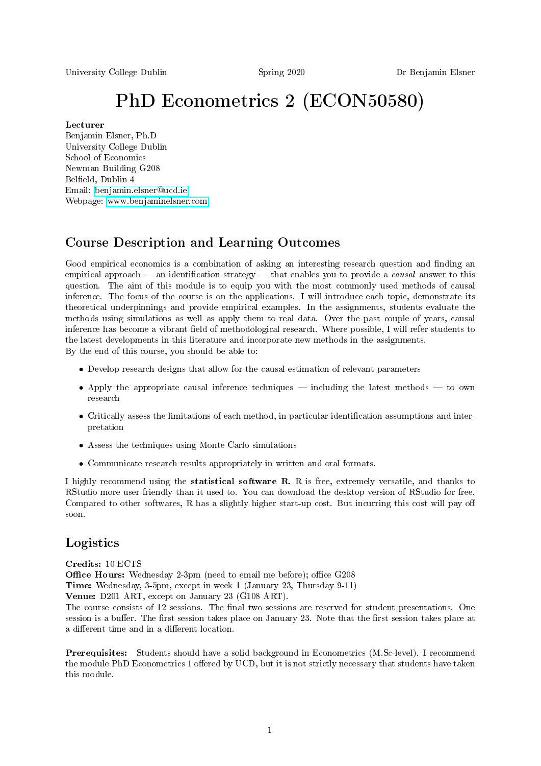University College Dublin Spring 2020 Dr Benjamin Elsner

# PhD Econometrics 2 (ECON50580)

**Lecturer**
Benjamin Elsner, Ph.D
University College Dublin
School of Economics
Newman Building G208
Belfield, Dublin 4
Email: benjamin.elsner@ucd.ie
Webpage: www.benjaminelsner.com

## Course Description and Learning Outcomes

Good empirical economics is a combination of asking an interesting research question and finding an empirical approach — an identification strategy — that enables you to provide a *causal* answer to this question. The aim of this module is to equip you with the most commonly used methods of causal inference. The focus of the course is on the applications. I will introduce each topic, demonstrate its theoretical underpinnings and provide empirical examples. In the assignments, students evaluate the methods using simulations as well as apply them to real data. Over the past couple of years, causal inference has become a vibrant field of methodological research. Where possible, I will refer students to the latest developments in this literature and incorporate new methods in the assignments.
By the end of this course, you should be able to:

- Develop research designs that allow for the causal estimation of relevant parameters
- Apply the appropriate causal inference techniques — including the latest methods — to own research
- Critically assess the limitations of each method, in particular identification assumptions and interpretation
- Assess the techniques using Monte Carlo simulations
- Communicate research results appropriately in written and oral formats.

I highly recommend using the **statistical software R**. R is free, extremely versatile, and thanks to RStudio more user-friendly than it used to. You can download the desktop version of RStudio for free. Compared to other softwares, R has a slightly higher start-up cost. But incurring this cost will pay off soon.

## Logistics

**Credits:** 10 ECTS
**Office Hours:** Wednesday 2-3pm (need to email me before); office G208
**Time:** Wednesday, 3-5pm, except in week 1 (January 23, Thursday 9-11)
**Venue:** D201 ART, except on January 23 (G108 ART).
The course consists of 12 sessions. The final two sessions are reserved for student presentations. One session is a buffer. The first session takes place on January 23. Note that the first session takes place at a different time and in a different location.

**Prerequisites:** Students should have a solid background in Econometrics (M.Sc-level). I recommend the module PhD Econometrics 1 offered by UCD, but it is not strictly necessary that students have taken this module.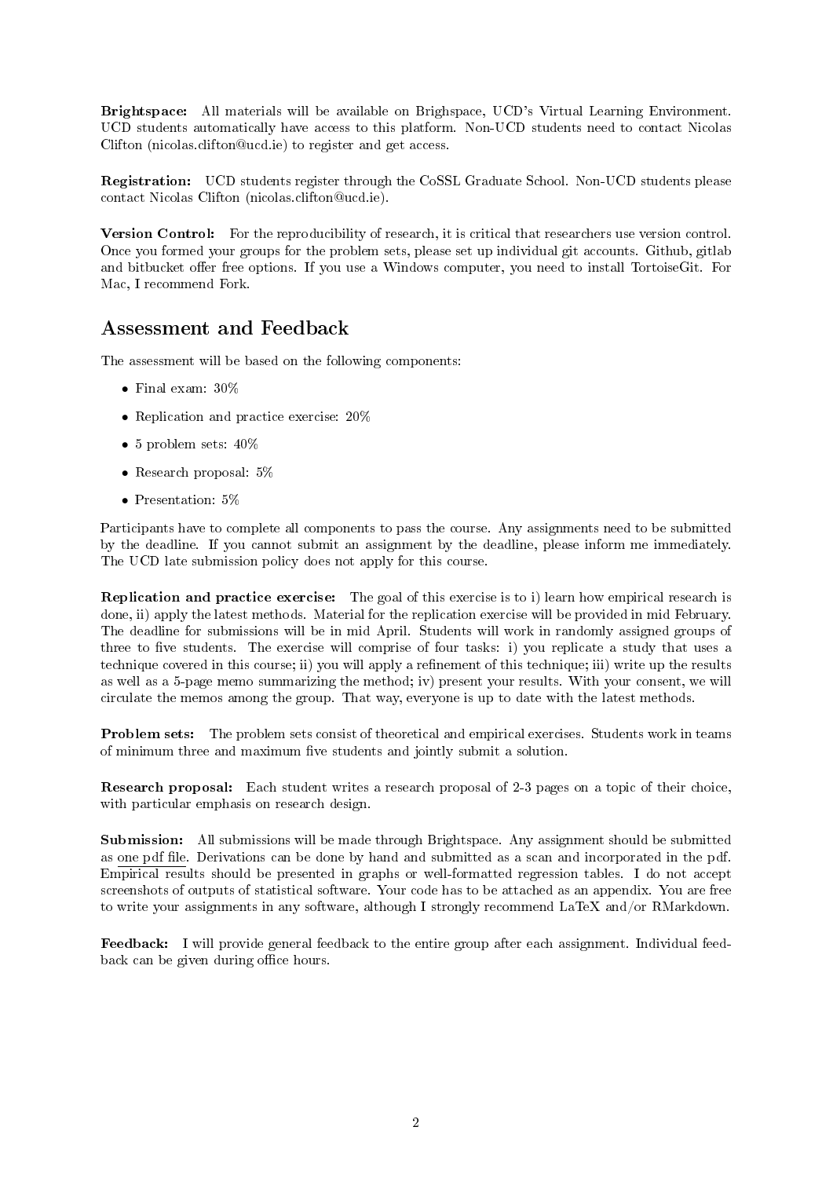**Brightspace:** All materials will be available on Brighspace, UCD's Virtual Learning Environment. UCD students automatically have access to this platform. Non-UCD students need to contact Nicolas Clifton (nicolas.clifton@ucd.ie) to register and get access.

**Registration:** UCD students register through the CoSSL Graduate School. Non-UCD students please contact Nicolas Clifton (nicolas.clifton@ucd.ie).

**Version Control:** For the reproducibility of research, it is critical that researchers use version control. Once you formed your groups for the problem sets, please set up individual git accounts. Github, gitlab and bitbucket offer free options. If you use a Windows computer, you need to install TortoiseGit. For Mac, I recommend Fork.

## Assessment and Feedback

The assessment will be based on the following components:

- Final exam: 30%
- Replication and practice exercise: 20%
- 5 problem sets: 40%
- Research proposal: 5%
- Presentation: 5%

Participants have to complete all components to pass the course. Any assignments need to be submitted by the deadline. If you cannot submit an assignment by the deadline, please inform me immediately. The UCD late submission policy does not apply for this course.

**Replication and practice exercise:** The goal of this exercise is to i) learn how empirical research is done, ii) apply the latest methods. Material for the replication exercise will be provided in mid February. The deadline for submissions will be in mid April. Students will work in randomly assigned groups of three to five students. The exercise will comprise of four tasks: i) you replicate a study that uses a technique covered in this course; ii) you will apply a refinement of this technique; iii) write up the results as well as a 5-page memo summarizing the method; iv) present your results. With your consent, we will circulate the memos among the group. That way, everyone is up to date with the latest methods.

**Problem sets:** The problem sets consist of theoretical and empirical exercises. Students work in teams of minimum three and maximum five students and jointly submit a solution.

**Research proposal:** Each student writes a research proposal of 2-3 pages on a topic of their choice, with particular emphasis on research design.

**Submission:** All submissions will be made through Brightspace. Any assignment should be submitted as one pdf file. Derivations can be done by hand and submitted as a scan and incorporated in the pdf. Empirical results should be presented in graphs or well-formatted regression tables. I do not accept screenshots of outputs of statistical software. Your code has to be attached as an appendix. You are free to write your assignments in any software, although I strongly recommend LaTeX and/or RMarkdown.

**Feedback:** I will provide general feedback to the entire group after each assignment. Individual feedback can be given during office hours.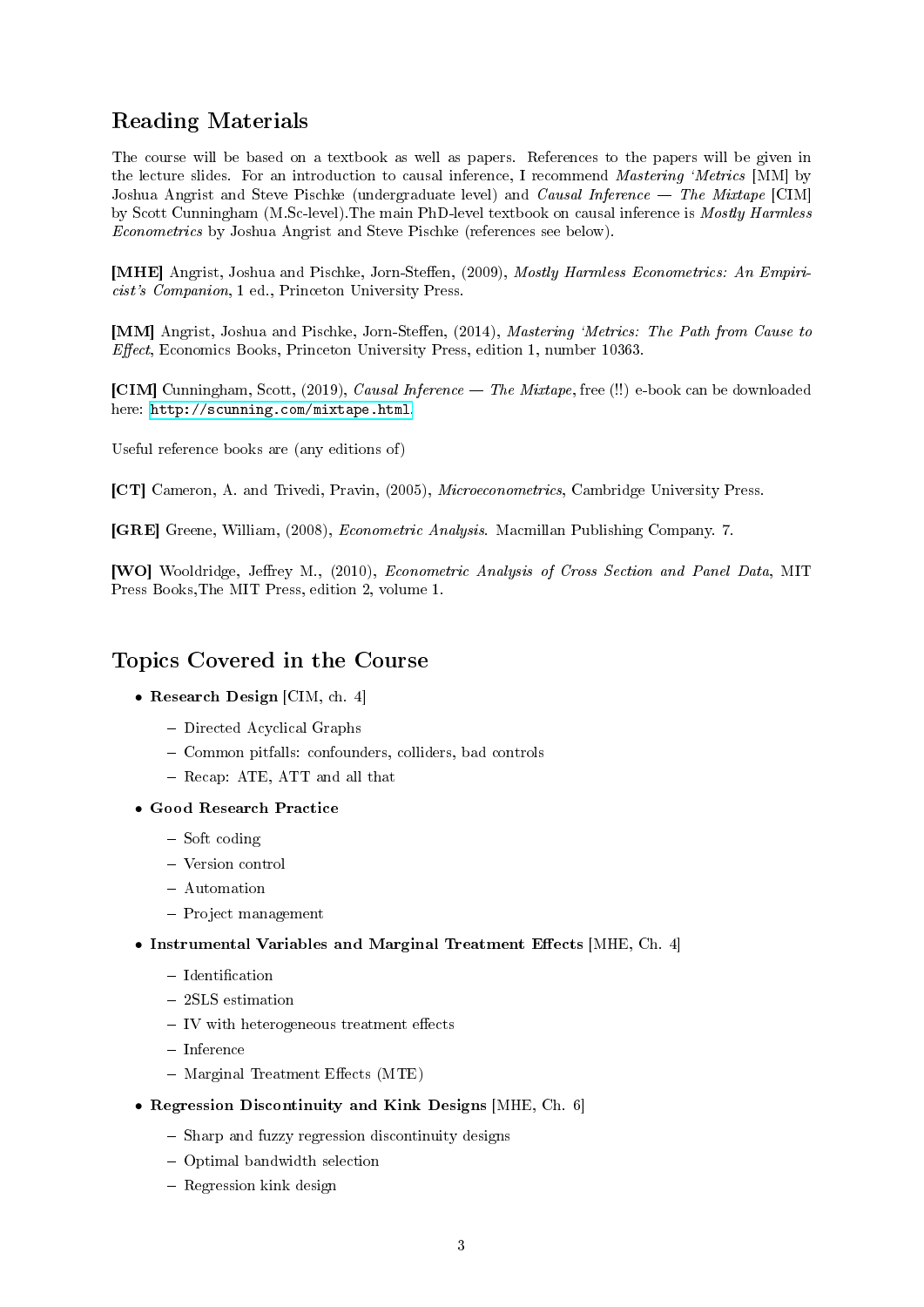## Reading Materials

The course will be based on a textbook as well as papers. References to the papers will be given in the lecture slides. For an introduction to causal inference, I recommend *Mastering 'Metrics* [MM] by Joshua Angrist and Steve Pischke (undergraduate level) and *Causal Inference — The Mixtape* [CIM] by Scott Cunningham (M.Sc-level).The main PhD-level textbook on causal inference is *Mostly Harmless Econometrics* by Joshua Angrist and Steve Pischke (references see below).

**[MHE]** Angrist, Joshua and Pischke, Jorn-Steffen, (2009), *Mostly Harmless Econometrics: An Empiricist's Companion*, 1 ed., Princeton University Press.

**[MM]** Angrist, Joshua and Pischke, Jorn-Steffen, (2014), *Mastering 'Metrics: The Path from Cause to Effect*, Economics Books, Princeton University Press, edition 1, number 10363.

**[CIM]** Cunningham, Scott, (2019), *Causal Inference — The Mixtape*, free (!!) e-book can be downloaded here: http://scunning.com/mixtape.html.

Useful reference books are (any editions of)

**[CT]** Cameron, A. and Trivedi, Pravin, (2005), *Microeconometrics*, Cambridge University Press.

**[GRE]** Greene, William, (2008), *Econometric Analysis*. Macmillan Publishing Company. 7.

**[WO]** Wooldridge, Jeffrey M., (2010), *Econometric Analysis of Cross Section and Panel Data*, MIT Press Books,The MIT Press, edition 2, volume 1.

## Topics Covered in the Course

- **Research Design** [CIM, ch. 4]
  - Directed Acyclical Graphs
  - Common pitfalls: confounders, colliders, bad controls
  - Recap: ATE, ATT and all that
- **Good Research Practice**
  - Soft coding
  - Version control
  - Automation
  - Project management
- **Instrumental Variables and Marginal Treatment Effects** [MHE, Ch. 4]
  - Identification
  - 2SLS estimation
  - IV with heterogeneous treatment effects
  - Inference
  - Marginal Treatment Effects (MTE)
- **Regression Discontinuity and Kink Designs** [MHE, Ch. 6]
  - Sharp and fuzzy regression discontinuity designs
  - Optimal bandwidth selection
  - Regression kink design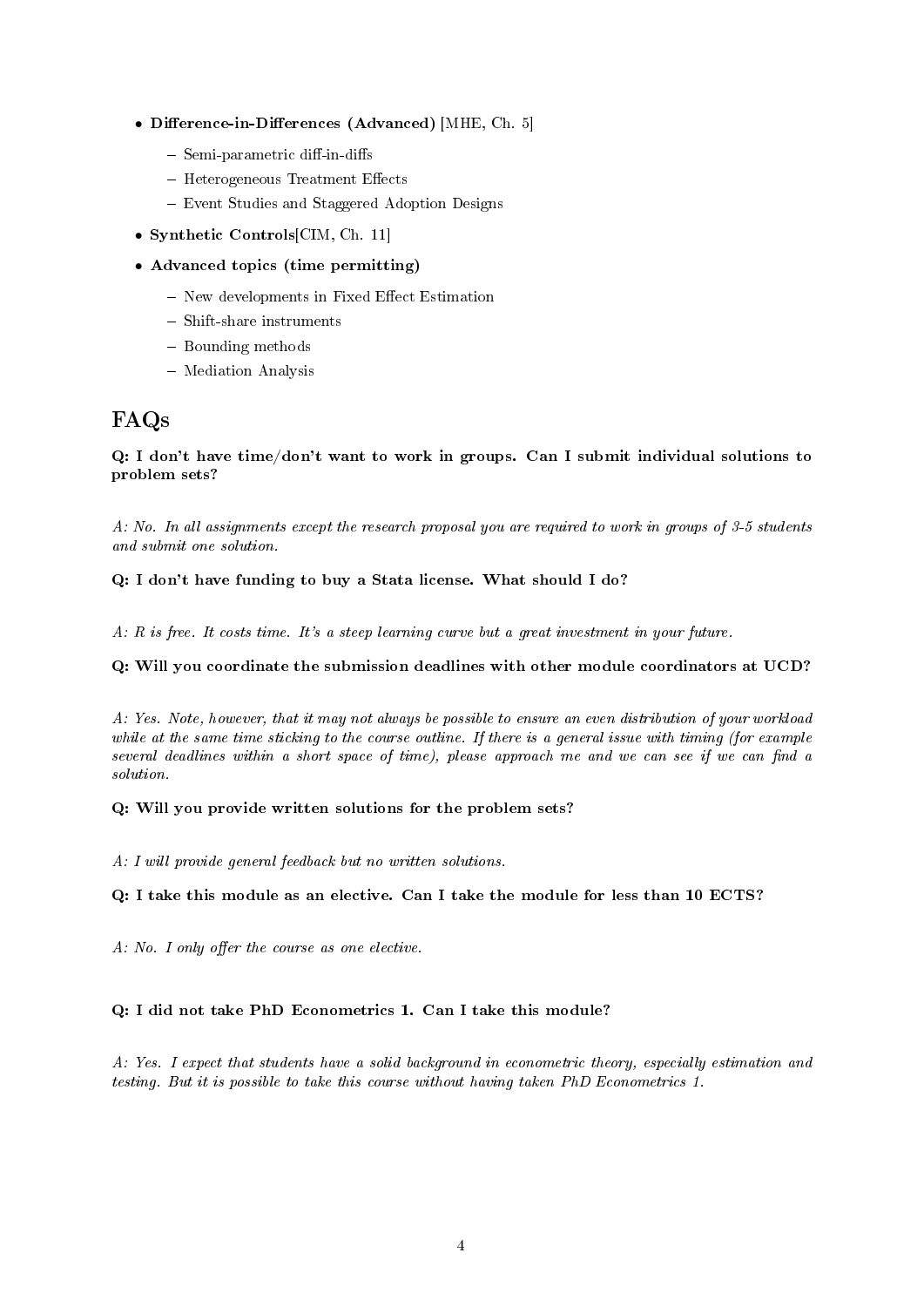- **Difference-in-Differences (Advanced)** [MHE, Ch. 5]
  - Semi-parametric diff-in-diffs
  - Heterogeneous Treatment Effects
  - Event Studies and Staggered Adoption Designs
- **Synthetic Controls**[CIM, Ch. 11]
- **Advanced topics (time permitting)**
  - New developments in Fixed Effect Estimation
  - Shift-share instruments
  - Bounding methods
  - Mediation Analysis

## FAQs

**Q: I don't have time/don't want to work in groups. Can I submit individual solutions to problem sets?**

*A: No. In all assignments except the research proposal you are required to work in groups of 3-5 students and submit one solution.*

**Q: I don't have funding to buy a Stata license. What should I do?**

*A: R is free. It costs time. It's a steep learning curve but a great investment in your future.*

**Q: Will you coordinate the submission deadlines with other module coordinators at UCD?**

*A: Yes. Note, however, that it may not always be possible to ensure an even distribution of your workload while at the same time sticking to the course outline. If there is a general issue with timing (for example several deadlines within a short space of time), please approach me and we can see if we can find a solution.*

**Q: Will you provide written solutions for the problem sets?**

*A: I will provide general feedback but no written solutions.*

**Q: I take this module as an elective. Can I take the module for less than 10 ECTS?**

*A: No. I only offer the course as one elective.*

**Q: I did not take PhD Econometrics 1. Can I take this module?**

*A: Yes. I expect that students have a solid background in econometric theory, especially estimation and testing. But it is possible to take this course without having taken PhD Econometrics 1.*